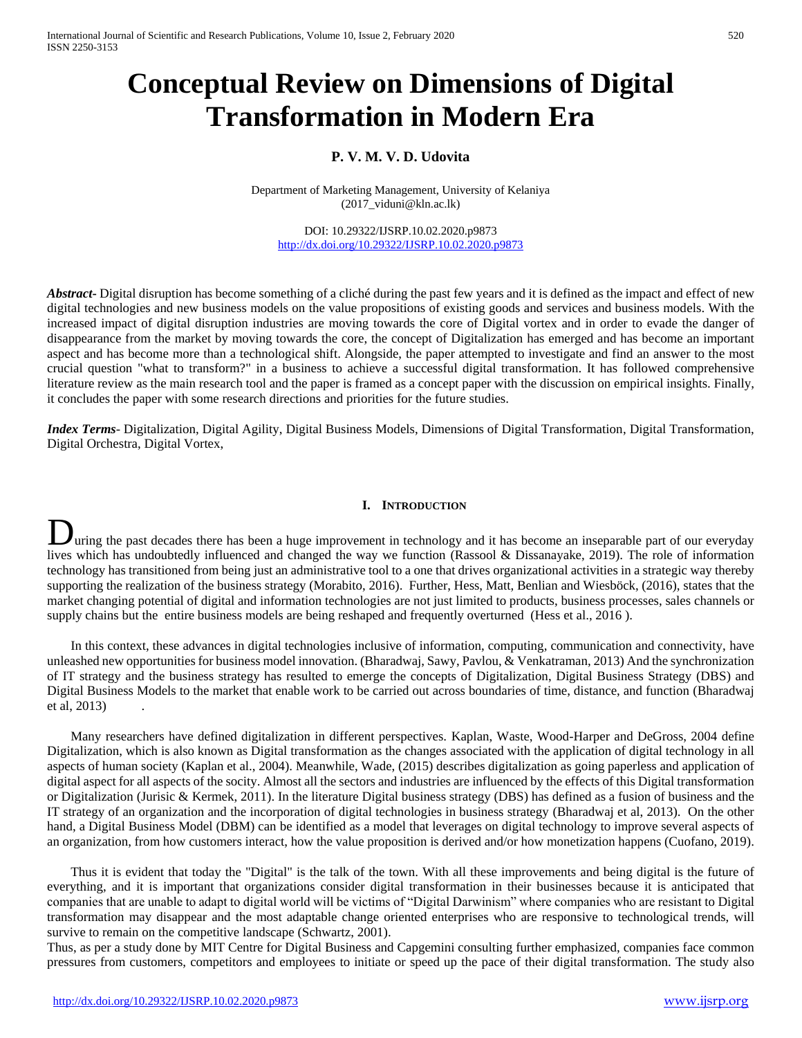# Conceptual Review on Dimensions of Digital Transformation in Modern Era

**P. V. M. V. D. Udovita**

Department of Marketing Management, University of Kelaniya
(2017_viduni@kln.ac.lk)

DOI: 10.29322/IJSRP.10.02.2020.p9873
http://dx.doi.org/10.29322/IJSRP.10.02.2020.p9873

***Abstract***- Digital disruption has become something of a cliché during the past few years and it is defined as the impact and effect of new digital technologies and new business models on the value propositions of existing goods and services and business models. With the increased impact of digital disruption industries are moving towards the core of Digital vortex and in order to evade the danger of disappearance from the market by moving towards the core, the concept of Digitalization has emerged and has become an important aspect and has become more than a technological shift. Alongside, the paper attempted to investigate and find an answer to the most crucial question "what to transform?" in a business to achieve a successful digital transformation. It has followed comprehensive literature review as the main research tool and the paper is framed as a concept paper with the discussion on empirical insights. Finally, it concludes the paper with some research directions and priorities for the future studies.

***Index Terms***- Digitalization, Digital Agility, Digital Business Models, Dimensions of Digital Transformation, Digital Transformation, Digital Orchestra, Digital Vortex,

## I. Introduction

During the past decades there has been a huge improvement in technology and it has become an inseparable part of our everyday lives which has undoubtedly influenced and changed the way we function (Rassool & Dissanayake, 2019). The role of information technology has transitioned from being just an administrative tool to a one that drives organizational activities in a strategic way thereby supporting the realization of the business strategy (Morabito, 2016). Further, Hess, Matt, Benlian and Wiesböck, (2016), states that the market changing potential of digital and information technologies are not just limited to products, business processes, sales channels or supply chains but the entire business models are being reshaped and frequently overturned (Hess et al., 2016 ).

In this context, these advances in digital technologies inclusive of information, computing, communication and connectivity, have unleashed new opportunities for business model innovation. (Bharadwaj, Sawy, Pavlou, & Venkatraman, 2013) And the synchronization of IT strategy and the business strategy has resulted to emerge the concepts of Digitalization, Digital Business Strategy (DBS) and Digital Business Models to the market that enable work to be carried out across boundaries of time, distance, and function (Bharadwaj et al, 2013) .

Many researchers have defined digitalization in different perspectives. Kaplan, Waste, Wood-Harper and DeGross, 2004 define Digitalization, which is also known as Digital transformation as the changes associated with the application of digital technology in all aspects of human society (Kaplan et al., 2004). Meanwhile, Wade, (2015) describes digitalization as going paperless and application of digital aspect for all aspects of the socity. Almost all the sectors and industries are influenced by the effects of this Digital transformation or Digitalization (Jurisic & Kermek, 2011). In the literature Digital business strategy (DBS) has defined as a fusion of business and the IT strategy of an organization and the incorporation of digital technologies in business strategy (Bharadwaj et al, 2013). On the other hand, a Digital Business Model (DBM) can be identified as a model that leverages on digital technology to improve several aspects of an organization, from how customers interact, how the value proposition is derived and/or how monetization happens (Cuofano, 2019).

Thus it is evident that today the "Digital" is the talk of the town. With all these improvements and being digital is the future of everything, and it is important that organizations consider digital transformation in their businesses because it is anticipated that companies that are unable to adapt to digital world will be victims of "Digital Darwinism" where companies who are resistant to Digital transformation may disappear and the most adaptable change oriented enterprises who are responsive to technological trends, will survive to remain on the competitive landscape (Schwartz, 2001).

Thus, as per a study done by MIT Centre for Digital Business and Capgemini consulting further emphasized, companies face common pressures from customers, competitors and employees to initiate or speed up the pace of their digital transformation. The study also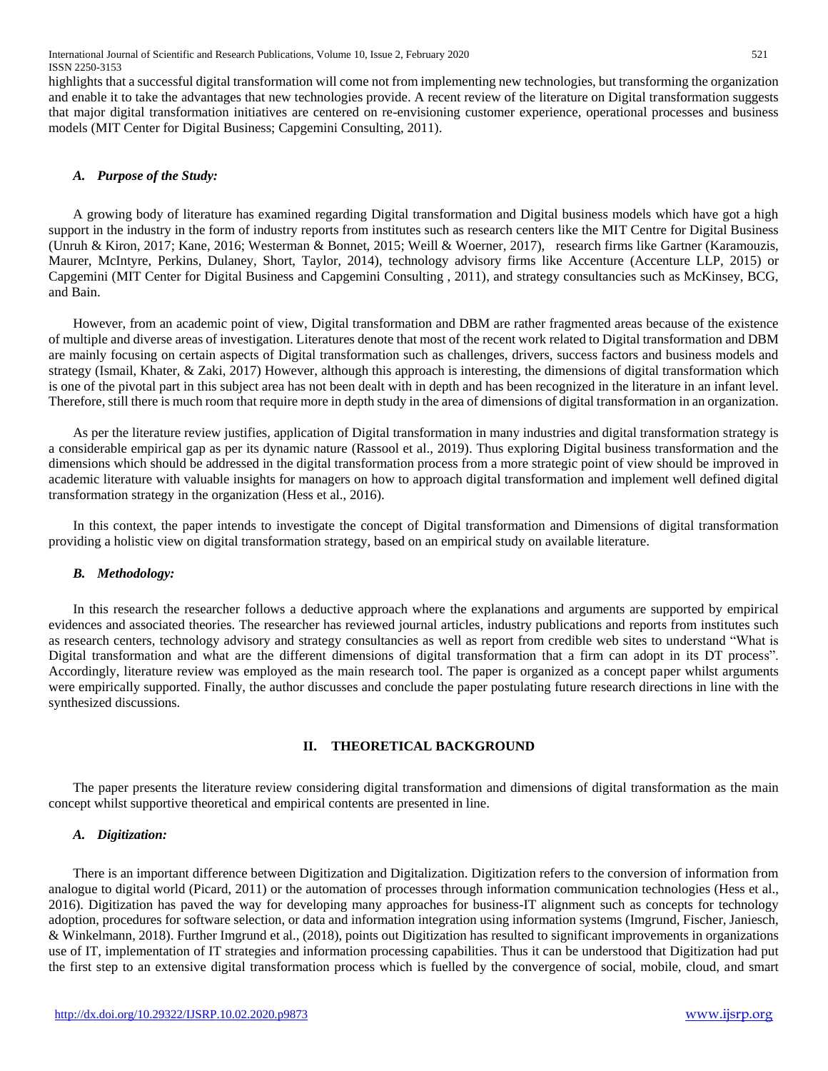highlights that a successful digital transformation will come not from implementing new technologies, but transforming the organization and enable it to take the advantages that new technologies provide. A recent review of the literature on Digital transformation suggests that major digital transformation initiatives are centered on re-envisioning customer experience, operational processes and business models (MIT Center for Digital Business; Capgemini Consulting, 2011).

### *A. Purpose of the Study:*

A growing body of literature has examined regarding Digital transformation and Digital business models which have got a high support in the industry in the form of industry reports from institutes such as research centers like the MIT Centre for Digital Business (Unruh & Kiron, 2017; Kane, 2016; Westerman & Bonnet, 2015; Weill & Woerner, 2017), research firms like Gartner (Karamouzis, Maurer, McIntyre, Perkins, Dulaney, Short, Taylor, 2014), technology advisory firms like Accenture (Accenture LLP, 2015) or Capgemini (MIT Center for Digital Business and Capgemini Consulting , 2011), and strategy consultancies such as McKinsey, BCG, and Bain.

However, from an academic point of view, Digital transformation and DBM are rather fragmented areas because of the existence of multiple and diverse areas of investigation. Literatures denote that most of the recent work related to Digital transformation and DBM are mainly focusing on certain aspects of Digital transformation such as challenges, drivers, success factors and business models and strategy (Ismail, Khater, & Zaki, 2017) However, although this approach is interesting, the dimensions of digital transformation which is one of the pivotal part in this subject area has not been dealt with in depth and has been recognized in the literature in an infant level. Therefore, still there is much room that require more in depth study in the area of dimensions of digital transformation in an organization.

As per the literature review justifies, application of Digital transformation in many industries and digital transformation strategy is a considerable empirical gap as per its dynamic nature (Rassool et al., 2019). Thus exploring Digital business transformation and the dimensions which should be addressed in the digital transformation process from a more strategic point of view should be improved in academic literature with valuable insights for managers on how to approach digital transformation and implement well defined digital transformation strategy in the organization (Hess et al., 2016).

In this context, the paper intends to investigate the concept of Digital transformation and Dimensions of digital transformation providing a holistic view on digital transformation strategy, based on an empirical study on available literature.

### *B. Methodology:*

In this research the researcher follows a deductive approach where the explanations and arguments are supported by empirical evidences and associated theories. The researcher has reviewed journal articles, industry publications and reports from institutes such as research centers, technology advisory and strategy consultancies as well as report from credible web sites to understand "What is Digital transformation and what are the different dimensions of digital transformation that a firm can adopt in its DT process". Accordingly, literature review was employed as the main research tool. The paper is organized as a concept paper whilst arguments were empirically supported. Finally, the author discusses and conclude the paper postulating future research directions in line with the synthesized discussions.

## II. THEORETICAL BACKGROUND

The paper presents the literature review considering digital transformation and dimensions of digital transformation as the main concept whilst supportive theoretical and empirical contents are presented in line.

### *A. Digitization:*

There is an important difference between Digitization and Digitalization. Digitization refers to the conversion of information from analogue to digital world (Picard, 2011) or the automation of processes through information communication technologies (Hess et al., 2016). Digitization has paved the way for developing many approaches for business-IT alignment such as concepts for technology adoption, procedures for software selection, or data and information integration using information systems (Imgrund, Fischer, Janiesch, & Winkelmann, 2018). Further Imgrund et al., (2018), points out Digitization has resulted to significant improvements in organizations use of IT, implementation of IT strategies and information processing capabilities. Thus it can be understood that Digitization had put the first step to an extensive digital transformation process which is fuelled by the convergence of social, mobile, cloud, and smart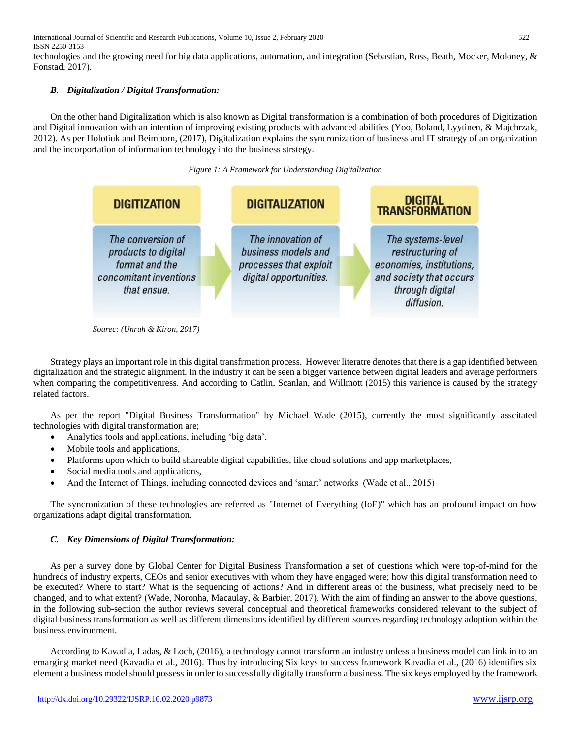technologies and the growing need for big data applications, automation, and integration (Sebastian, Ross, Beath, Mocker, Moloney, & Fonstad, 2017).

### *B. Digitalization / Digital Transformation:*

On the other hand Digitalization which is also known as Digital transformation is a combination of both procedures of Digitization and Digital innovation with an intention of improving existing products with advanced abilities (Yoo, Boland, Lyytinen, & Majchrzak, 2012). As per Holotiuk and Beimborn, (2017), Digitalization explains the syncronization of business and IT strategy of an organization and the incorportation of information technology into the business strstegy.

*Figure 1: A Framework for Understanding Digitalization*

| DIGITIZATION | DIGITALIZATION | DIGITAL TRANSFORMATION |
|---|---|---|
| *The conversion of products to digital format and the concomitant inventions that ensue.* | *The innovation of business models and processes that exploit digital opportunities.* | *The systems-level restructuring of economies, institutions, and society that occurs through digital diffusion.* |

*Sourec: (Unruh & Kiron, 2017)*

Strategy plays an important role in this digital transfrmation process. However literatre denotes that there is a gap identified between digitalization and the strategic alignment. In the industry it can be seen a bigger varience between digital leaders and average performers when comparing the competitivenress. And according to Catlin, Scanlan, and Willmott (2015) this varience is caused by the strategy related factors.

As per the report "Digital Business Transformation" by Michael Wade (2015), currently the most significantly asscitated technologies with digital transformation are;

- Analytics tools and applications, including 'big data',
- Mobile tools and applications,
- Platforms upon which to build shareable digital capabilities, like cloud solutions and app marketplaces,
- Social media tools and applications,
- And the Internet of Things, including connected devices and 'smart' networks (Wade et al., 2015)

The syncronization of these technologies are referred as "Internet of Everything (IoE)" which has an profound impact on how organizations adapt digital transformation.

### *C. Key Dimensions of Digital Transformation:*

As per a survey done by Global Center for Digital Business Transformation a set of questions which were top-of-mind for the hundreds of industry experts, CEOs and senior executives with whom they have engaged were; how this digital transformation need to be executed? Where to start? What is the sequencing of actions? And in different areas of the business, what precisely need to be changed, and to what extent? (Wade, Noronha, Macaulay, & Barbier, 2017). With the aim of finding an answer to the above questions, in the following sub-section the author reviews several conceptual and theoretical frameworks considered relevant to the subject of digital business transformation as well as different dimensions identified by different sources regarding technology adoption within the business environment.

According to Kavadia, Ladas, & Loch, (2016), a technology cannot transform an industry unless a business model can link in to an emarging market need (Kavadia et al., 2016). Thus by introducing Six keys to success framework Kavadia et al., (2016) identifies six element a business model should possess in order to successfully digitally transform a business. The six keys employed by the framework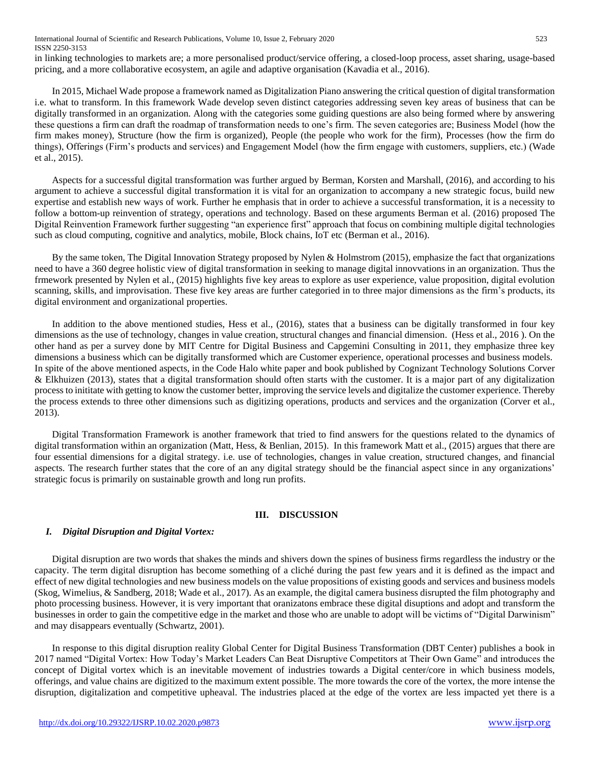in linking technologies to markets are; a more personalised product/service offering, a closed-loop process, asset sharing, usage-based pricing, and a more collaborative ecosystem, an agile and adaptive organisation (Kavadia et al., 2016).

In 2015, Michael Wade propose a framework named as Digitalization Piano answering the critical question of digital transformation i.e. what to transform. In this framework Wade develop seven distinct categories addressing seven key areas of business that can be digitally transformed in an organization. Along with the categories some guiding questions are also being formed where by answering these questions a firm can draft the roadmap of transformation needs to one's firm. The seven categories are; Business Model (how the firm makes money), Structure (how the firm is organized), People (the people who work for the firm), Processes (how the firm do things), Offerings (Firm's products and services) and Engagement Model (how the firm engage with customers, suppliers, etc.) (Wade et al., 2015).

Aspects for a successful digital transformation was further argued by Berman, Korsten and Marshall, (2016), and according to his argument to achieve a successful digital transformation it is vital for an organization to accompany a new strategic focus, build new expertise and establish new ways of work. Further he emphasis that in order to achieve a successful transformation, it is a necessity to follow a bottom-up reinvention of strategy, operations and technology. Based on these arguments Berman et al. (2016) proposed The Digital Reinvention Framework further suggesting "an experience first" approach that focus on combining multiple digital technologies such as cloud computing, cognitive and analytics, mobile, Block chains, IoT etc (Berman et al., 2016).

By the same token, The Digital Innovation Strategy proposed by Nylen & Holmstrom (2015), emphasize the fact that organizations need to have a 360 degree holistic view of digital transformation in seeking to manage digital innovvations in an organization. Thus the frmework presented by Nylen et al., (2015) highlights five key areas to explore as user experience, value proposition, digital evolution scanning, skills, and improvisation. These five key areas are further categoried in to three major dimensions as the firm's products, its digital environment and organizational properties.

In addition to the above mentioned studies, Hess et al., (2016), states that a business can be digitally transformed in four key dimensions as the use of technology, changes in value creation, structural changes and financial dimension. (Hess et al., 2016 ). On the other hand as per a survey done by MIT Centre for Digital Business and Capgemini Consulting in 2011, they emphasize three key dimensions a business which can be digitally transformed which are Customer experience, operational processes and business models. In spite of the above mentioned aspects, in the Code Halo white paper and book published by Cognizant Technology Solutions Corver & Elkhuizen (2013), states that a digital transformation should often starts with the customer. It is a major part of any digitalization process to inititate with getting to know the customer better, improving the service levels and digitalize the customer experience. Thereby the process extends to three other dimensions such as digitizing operations, products and services and the organization (Corver et al., 2013).

Digital Transformation Framework is another framework that tried to find answers for the questions related to the dynamics of digital transformation within an organization (Matt, Hess, & Benlian, 2015). In this framework Matt et al., (2015) argues that there are four essential dimensions for a digital strategy. i.e. use of technologies, changes in value creation, structured changes, and financial aspects. The research further states that the core of an any digital strategy should be the financial aspect since in any organizations' strategic focus is primarily on sustainable growth and long run profits.

## III. DISCUSSION

### *I. Digital Disruption and Digital Vortex:*

Digital disruption are two words that shakes the minds and shivers down the spines of business firms regardless the industry or the capacity. The term digital disruption has become something of a cliché during the past few years and it is defined as the impact and effect of new digital technologies and new business models on the value propositions of existing goods and services and business models (Skog, Wimelius, & Sandberg, 2018; Wade et al., 2017). As an example, the digital camera business disrupted the film photography and photo processing business. However, it is very important that oranizatons embrace these digital disuptions and adopt and transform the businesses in order to gain the competitive edge in the market and those who are unable to adopt will be victims of "Digital Darwinism" and may disappears eventually (Schwartz, 2001).

In response to this digital disruption reality Global Center for Digital Business Transformation (DBT Center) publishes a book in 2017 named "Digital Vortex: How Today's Market Leaders Can Beat Disruptive Competitors at Their Own Game" and introduces the concept of Digital vortex which is an inevitable movement of industries towards a Digital center/core in which business models, offerings, and value chains are digitized to the maximum extent possible. The more towards the core of the vortex, the more intense the disruption, digitalization and competitive upheaval. The industries placed at the edge of the vortex are less impacted yet there is a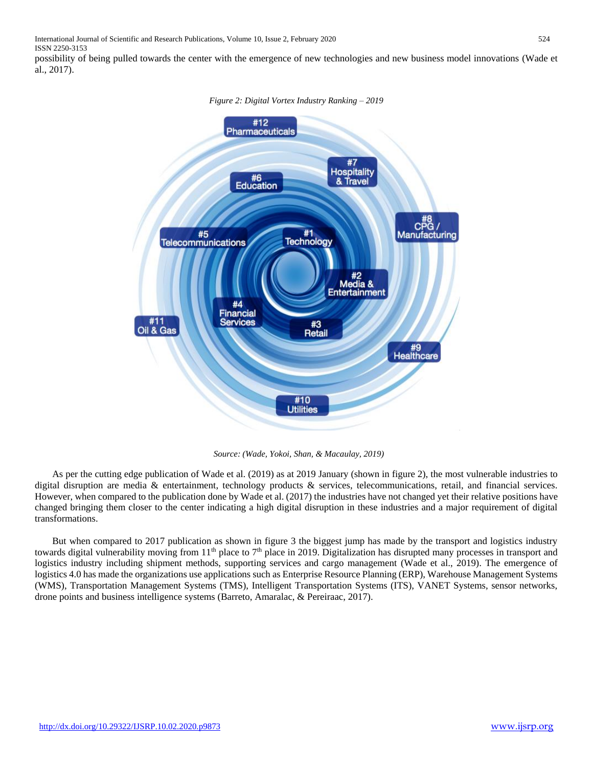possibility of being pulled towards the center with the emergence of new technologies and new business model innovations (Wade et al., 2017).

*Figure 2: Digital Vortex Industry Ranking – 2019*

*Source: (Wade, Yokoi, Shan, & Macaulay, 2019)*

As per the cutting edge publication of Wade et al. (2019) as at 2019 January (shown in figure 2), the most vulnerable industries to digital disruption are media & entertainment, technology products & services, telecommunications, retail, and financial services. However, when compared to the publication done by Wade et al. (2017) the industries have not changed yet their relative positions have changed bringing them closer to the center indicating a high digital disruption in these industries and a major requirement of digital transformations.

But when compared to 2017 publication as shown in figure 3 the biggest jump has made by the transport and logistics industry towards digital vulnerability moving from 11th place to 7th place in 2019. Digitalization has disrupted many processes in transport and logistics industry including shipment methods, supporting services and cargo management (Wade et al., 2019). The emergence of logistics 4.0 has made the organizations use applications such as Enterprise Resource Planning (ERP), Warehouse Management Systems (WMS), Transportation Management Systems (TMS), Intelligent Transportation Systems (ITS), VANET Systems, sensor networks, drone points and business intelligence systems (Barreto, Amaralac, & Pereiraac, 2017).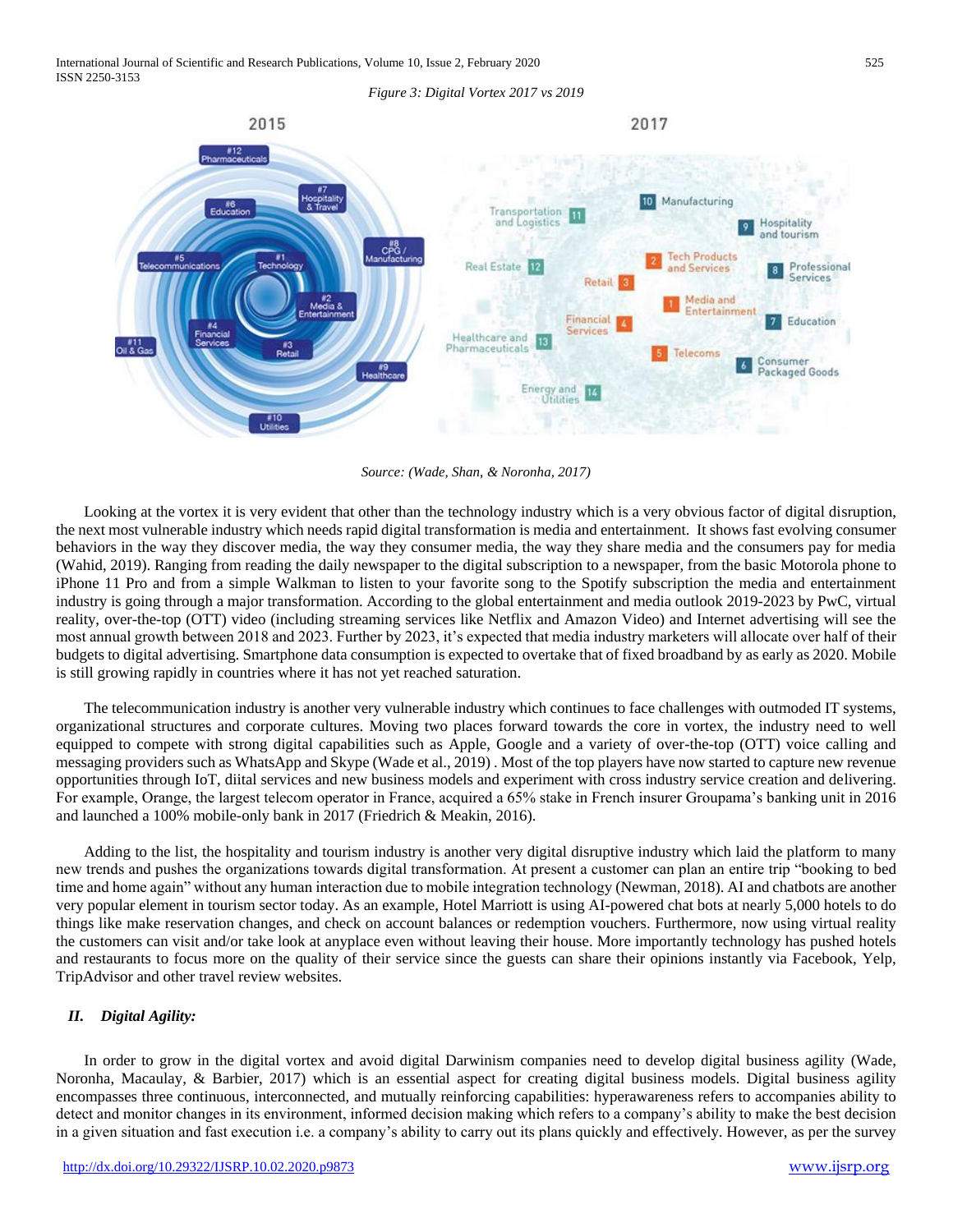*Figure 3: Digital Vortex 2017 vs 2019*

*Source: (Wade, Shan, & Noronha, 2017)*

Looking at the vortex it is very evident that other than the technology industry which is a very obvious factor of digital disruption, the next most vulnerable industry which needs rapid digital transformation is media and entertainment. It shows fast evolving consumer behaviors in the way they discover media, the way they consumer media, the way they share media and the consumers pay for media (Wahid, 2019). Ranging from reading the daily newspaper to the digital subscription to a newspaper, from the basic Motorola phone to iPhone 11 Pro and from a simple Walkman to listen to your favorite song to the Spotify subscription the media and entertainment industry is going through a major transformation. According to the global entertainment and media outlook 2019-2023 by PwC, virtual reality, over-the-top (OTT) video (including streaming services like Netflix and Amazon Video) and Internet advertising will see the most annual growth between 2018 and 2023. Further by 2023, it's expected that media industry marketers will allocate over half of their budgets to digital advertising. Smartphone data consumption is expected to overtake that of fixed broadband by as early as 2020. Mobile is still growing rapidly in countries where it has not yet reached saturation.

The telecommunication industry is another very vulnerable industry which continues to face challenges with outmoded IT systems, organizational structures and corporate cultures. Moving two places forward towards the core in vortex, the industry need to well equipped to compete with strong digital capabilities such as Apple, Google and a variety of over-the-top (OTT) voice calling and messaging providers such as WhatsApp and Skype (Wade et al., 2019) . Most of the top players have now started to capture new revenue opportunities through IoT, diital services and new business models and experiment with cross industry service creation and delivering. For example, Orange, the largest telecom operator in France, acquired a 65% stake in French insurer Groupama's banking unit in 2016 and launched a 100% mobile-only bank in 2017 (Friedrich & Meakin, 2016).

Adding to the list, the hospitality and tourism industry is another very digital disruptive industry which laid the platform to many new trends and pushes the organizations towards digital transformation. At present a customer can plan an entire trip "booking to bed time and home again" without any human interaction due to mobile integration technology (Newman, 2018). AI and chatbots are another very popular element in tourism sector today. As an example, Hotel Marriott is using AI-powered chat bots at nearly 5,000 hotels to do things like make reservation changes, and check on account balances or redemption vouchers. Furthermore, now using virtual reality the customers can visit and/or take look at anyplace even without leaving their house. More importantly technology has pushed hotels and restaurants to focus more on the quality of their service since the guests can share their opinions instantly via Facebook, Yelp, TripAdvisor and other travel review websites.

## *II. Digital Agility:*

In order to grow in the digital vortex and avoid digital Darwinism companies need to develop digital business agility (Wade, Noronha, Macaulay, & Barbier, 2017) which is an essential aspect for creating digital business models. Digital business agility encompasses three continuous, interconnected, and mutually reinforcing capabilities: hyperawareness refers to accompanies ability to detect and monitor changes in its environment, informed decision making which refers to a company's ability to make the best decision in a given situation and fast execution i.e. a company's ability to carry out its plans quickly and effectively. However, as per the survey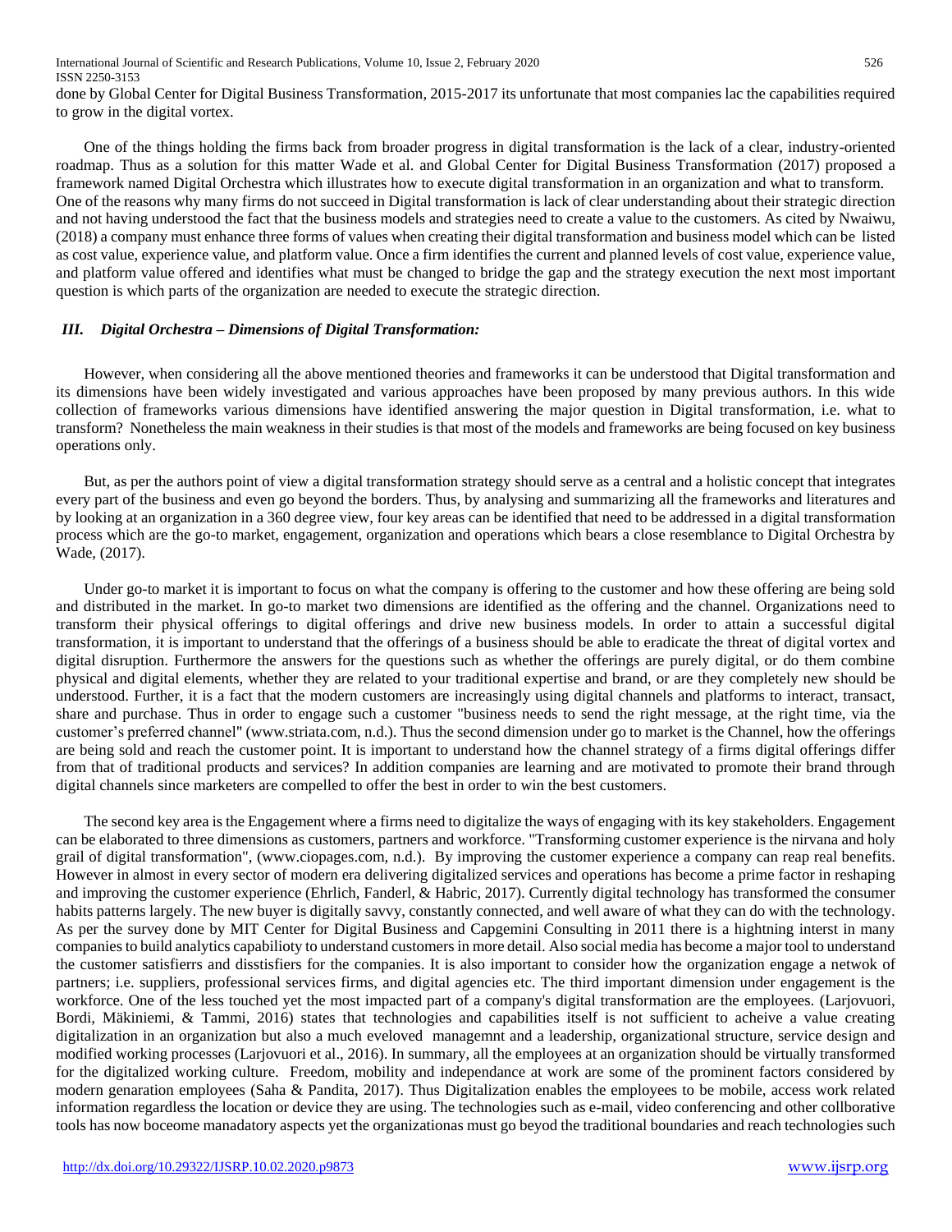done by Global Center for Digital Business Transformation, 2015-2017 its unfortunate that most companies lac the capabilities required to grow in the digital vortex.

One of the things holding the firms back from broader progress in digital transformation is the lack of a clear, industry-oriented roadmap. Thus as a solution for this matter Wade et al. and Global Center for Digital Business Transformation (2017) proposed a framework named Digital Orchestra which illustrates how to execute digital transformation in an organization and what to transform. One of the reasons why many firms do not succeed in Digital transformation is lack of clear understanding about their strategic direction and not having understood the fact that the business models and strategies need to create a value to the customers. As cited by Nwaiwu, (2018) a company must enhance three forms of values when creating their digital transformation and business model which can be listed as cost value, experience value, and platform value. Once a firm identifies the current and planned levels of cost value, experience value, and platform value offered and identifies what must be changed to bridge the gap and the strategy execution the next most important question is which parts of the organization are needed to execute the strategic direction.

### *III. Digital Orchestra – Dimensions of Digital Transformation:*

However, when considering all the above mentioned theories and frameworks it can be understood that Digital transformation and its dimensions have been widely investigated and various approaches have been proposed by many previous authors. In this wide collection of frameworks various dimensions have identified answering the major question in Digital transformation, i.e. what to transform? Nonetheless the main weakness in their studies is that most of the models and frameworks are being focused on key business operations only.

But, as per the authors point of view a digital transformation strategy should serve as a central and a holistic concept that integrates every part of the business and even go beyond the borders. Thus, by analysing and summarizing all the frameworks and literatures and by looking at an organization in a 360 degree view, four key areas can be identified that need to be addressed in a digital transformation process which are the go-to market, engagement, organization and operations which bears a close resemblance to Digital Orchestra by Wade, (2017).

Under go-to market it is important to focus on what the company is offering to the customer and how these offering are being sold and distributed in the market. In go-to market two dimensions are identified as the offering and the channel. Organizations need to transform their physical offerings to digital offerings and drive new business models. In order to attain a successful digital transformation, it is important to understand that the offerings of a business should be able to eradicate the threat of digital vortex and digital disruption. Furthermore the answers for the questions such as whether the offerings are purely digital, or do them combine physical and digital elements, whether they are related to your traditional expertise and brand, or are they completely new should be understood. Further, it is a fact that the modern customers are increasingly using digital channels and platforms to interact, transact, share and purchase. Thus in order to engage such a customer "business needs to send the right message, at the right time, via the customer's preferred channel" (www.striata.com, n.d.). Thus the second dimension under go to market is the Channel, how the offerings are being sold and reach the customer point. It is important to understand how the channel strategy of a firms digital offerings differ from that of traditional products and services? In addition companies are learning and are motivated to promote their brand through digital channels since marketers are compelled to offer the best in order to win the best customers.

The second key area is the Engagement where a firms need to digitalize the ways of engaging with its key stakeholders. Engagement can be elaborated to three dimensions as customers, partners and workforce. "Transforming customer experience is the nirvana and holy grail of digital transformation", (www.ciopages.com, n.d.). By improving the customer experience a company can reap real benefits. However in almost in every sector of modern era delivering digitalized services and operations has become a prime factor in reshaping and improving the customer experience (Ehrlich, Fanderl, & Habric, 2017). Currently digital technology has transformed the consumer habits patterns largely. The new buyer is digitally savvy, constantly connected, and well aware of what they can do with the technology. As per the survey done by MIT Center for Digital Business and Capgemini Consulting in 2011 there is a hightning interst in many companies to build analytics capabilioty to understand customers in more detail. Also social media has become a major tool to understand the customer satisfierrs and disstisfiers for the companies. It is also important to consider how the organization engage a netwok of partners; i.e. suppliers, professional services firms, and digital agencies etc. The third important dimension under engagement is the workforce. One of the less touched yet the most impacted part of a company's digital transformation are the employees. (Larjovuori, Bordi, Mäkiniemi, & Tammi, 2016) states that technologies and capabilities itself is not sufficient to acheive a value creating digitalization in an organization but also a much eveloved managemnt and a leadership, organizational structure, service design and modified working processes (Larjovuori et al., 2016). In summary, all the employees at an organization should be virtually transformed for the digitalized working culture. Freedom, mobility and independance at work are some of the prominent factors considered by modern genaration employees (Saha & Pandita, 2017). Thus Digitalization enables the employees to be mobile, access work related information regardless the location or device they are using. The technologies such as e-mail, video conferencing and other collborative tools has now boceome manadatory aspects yet the organizationas must go beyod the traditional boundaries and reach technologies such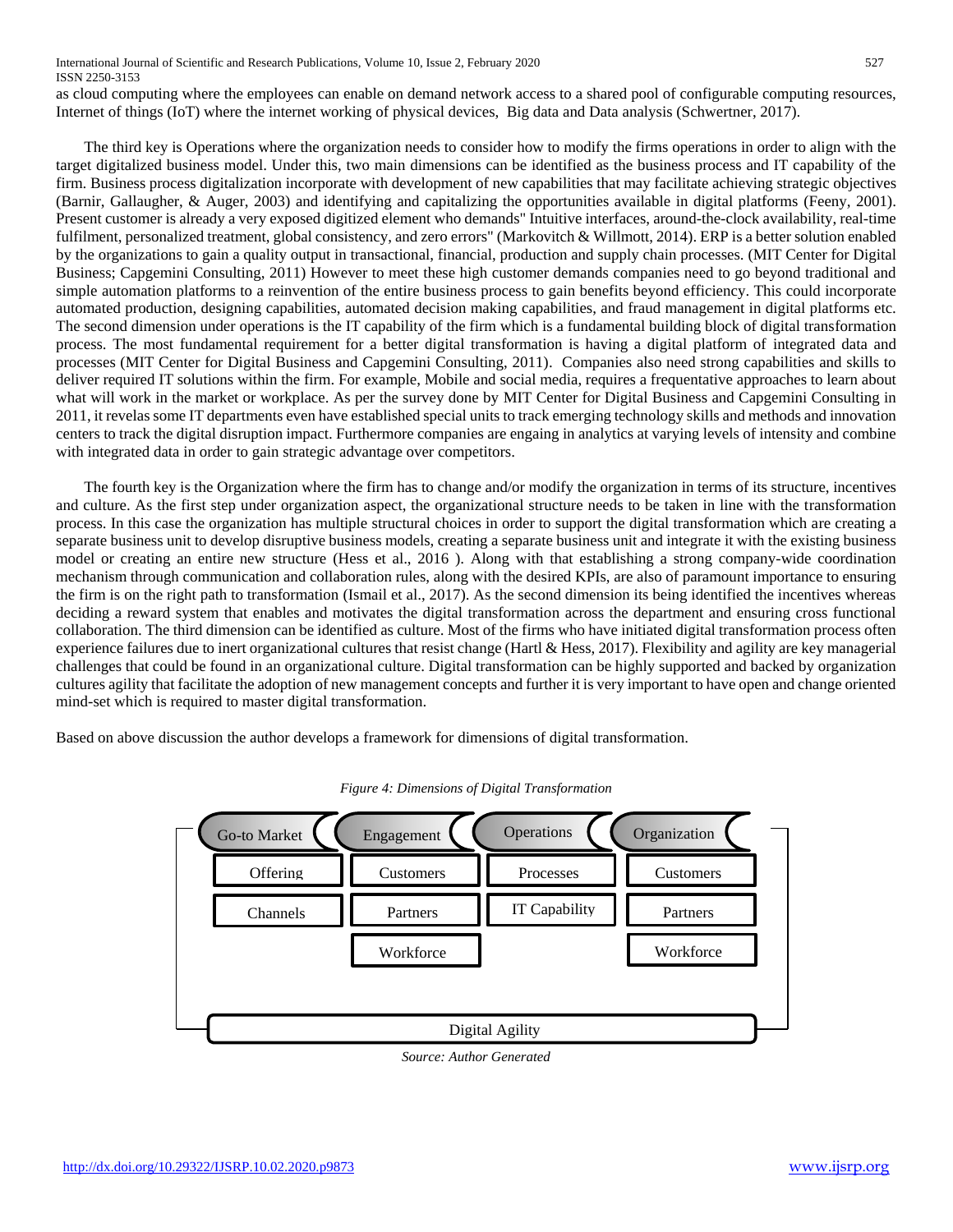as cloud computing where the employees can enable on demand network access to a shared pool of configurable computing resources, Internet of things (IoT) where the internet working of physical devices, Big data and Data analysis (Schwertner, 2017).

The third key is Operations where the organization needs to consider how to modify the firms operations in order to align with the target digitalized business model. Under this, two main dimensions can be identified as the business process and IT capability of the firm. Business process digitalization incorporate with development of new capabilities that may facilitate achieving strategic objectives (Barnir, Gallaugher, & Auger, 2003) and identifying and capitalizing the opportunities available in digital platforms (Feeny, 2001). Present customer is already a very exposed digitized element who demands" Intuitive interfaces, around-the-clock availability, real-time fulfilment, personalized treatment, global consistency, and zero errors" (Markovitch & Willmott, 2014). ERP is a better solution enabled by the organizations to gain a quality output in transactional, financial, production and supply chain processes. (MIT Center for Digital Business; Capgemini Consulting, 2011) However to meet these high customer demands companies need to go beyond traditional and simple automation platforms to a reinvention of the entire business process to gain benefits beyond efficiency. This could incorporate automated production, designing capabilities, automated decision making capabilities, and fraud management in digital platforms etc. The second dimension under operations is the IT capability of the firm which is a fundamental building block of digital transformation process. The most fundamental requirement for a better digital transformation is having a digital platform of integrated data and processes (MIT Center for Digital Business and Capgemini Consulting, 2011). Companies also need strong capabilities and skills to deliver required IT solutions within the firm. For example, Mobile and social media, requires a frequentative approaches to learn about what will work in the market or workplace. As per the survey done by MIT Center for Digital Business and Capgemini Consulting in 2011, it revelas some IT departments even have established special units to track emerging technology skills and methods and innovation centers to track the digital disruption impact. Furthermore companies are engaing in analytics at varying levels of intensity and combine with integrated data in order to gain strategic advantage over competitors.

The fourth key is the Organization where the firm has to change and/or modify the organization in terms of its structure, incentives and culture. As the first step under organization aspect, the organizational structure needs to be taken in line with the transformation process. In this case the organization has multiple structural choices in order to support the digital transformation which are creating a separate business unit to develop disruptive business models, creating a separate business unit and integrate it with the existing business model or creating an entire new structure (Hess et al., 2016 ). Along with that establishing a strong company-wide coordination mechanism through communication and collaboration rules, along with the desired KPIs, are also of paramount importance to ensuring the firm is on the right path to transformation (Ismail et al., 2017). As the second dimension its being identified the incentives whereas deciding a reward system that enables and motivates the digital transformation across the department and ensuring cross functional collaboration. The third dimension can be identified as culture. Most of the firms who have initiated digital transformation process often experience failures due to inert organizational cultures that resist change (Hartl & Hess, 2017). Flexibility and agility are key managerial challenges that could be found in an organizational culture. Digital transformation can be highly supported and backed by organization cultures agility that facilitate the adoption of new management concepts and further it is very important to have open and change oriented mind-set which is required to master digital transformation.

Based on above discussion the author develops a framework for dimensions of digital transformation.

*Figure 4: Dimensions of Digital Transformation*

| Go-to Market | Engagement | Operations | Organization |
|---|---|---|---|
| Offering | Customers | Processes | Customers |
| Channels | Partners | IT Capability | Partners |
| | Workforce | | Workforce |
| Digital Agility | | | |

*Source: Author Generated*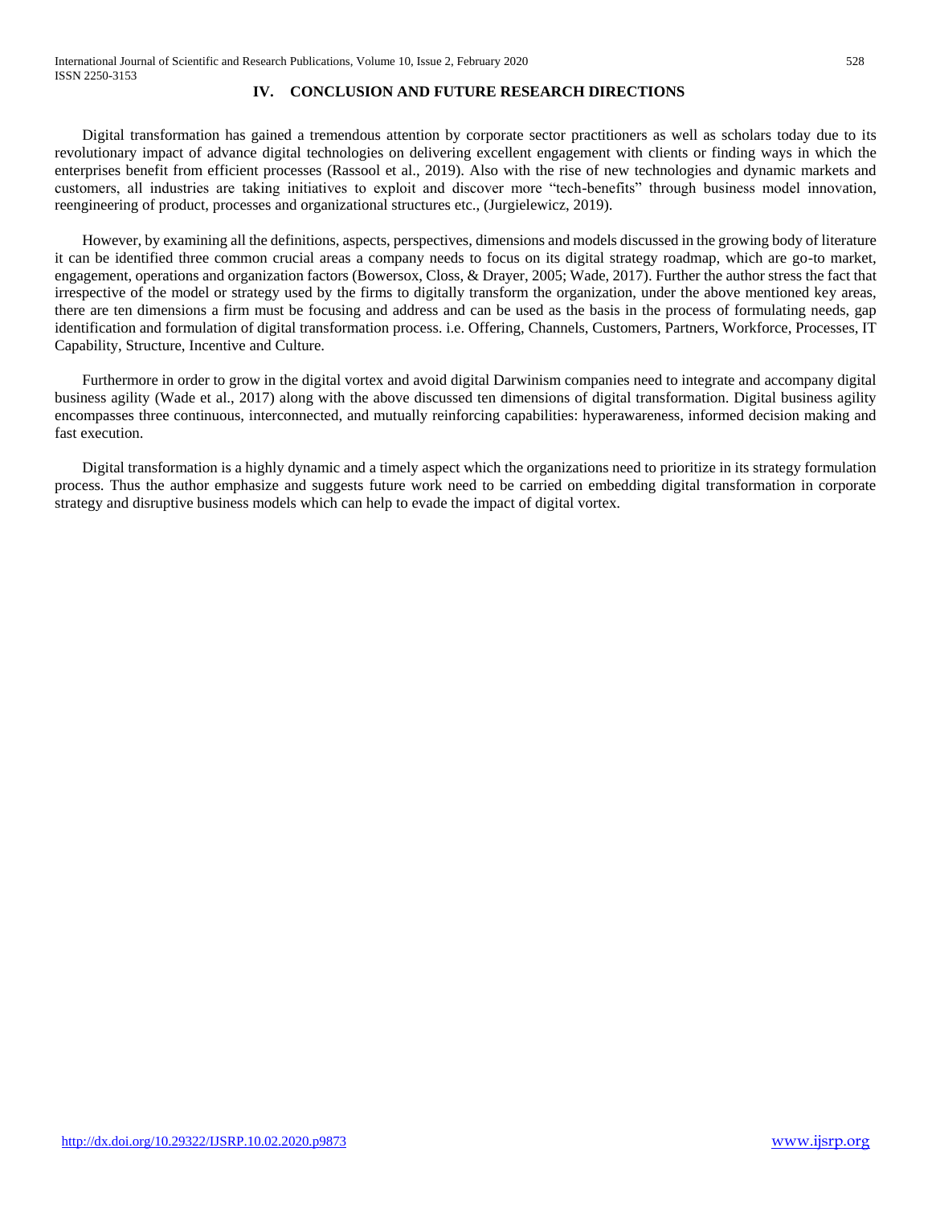## IV. CONCLUSION AND FUTURE RESEARCH DIRECTIONS

Digital transformation has gained a tremendous attention by corporate sector practitioners as well as scholars today due to its revolutionary impact of advance digital technologies on delivering excellent engagement with clients or finding ways in which the enterprises benefit from efficient processes (Rassool et al., 2019). Also with the rise of new technologies and dynamic markets and customers, all industries are taking initiatives to exploit and discover more "tech-benefits" through business model innovation, reengineering of product, processes and organizational structures etc., (Jurgielewicz, 2019).

However, by examining all the definitions, aspects, perspectives, dimensions and models discussed in the growing body of literature it can be identified three common crucial areas a company needs to focus on its digital strategy roadmap, which are go-to market, engagement, operations and organization factors (Bowersox, Closs, & Drayer, 2005; Wade, 2017). Further the author stress the fact that irrespective of the model or strategy used by the firms to digitally transform the organization, under the above mentioned key areas, there are ten dimensions a firm must be focusing and address and can be used as the basis in the process of formulating needs, gap identification and formulation of digital transformation process. i.e. Offering, Channels, Customers, Partners, Workforce, Processes, IT Capability, Structure, Incentive and Culture.

Furthermore in order to grow in the digital vortex and avoid digital Darwinism companies need to integrate and accompany digital business agility (Wade et al., 2017) along with the above discussed ten dimensions of digital transformation. Digital business agility encompasses three continuous, interconnected, and mutually reinforcing capabilities: hyperawareness, informed decision making and fast execution.

Digital transformation is a highly dynamic and a timely aspect which the organizations need to prioritize in its strategy formulation process. Thus the author emphasize and suggests future work need to be carried on embedding digital transformation in corporate strategy and disruptive business models which can help to evade the impact of digital vortex.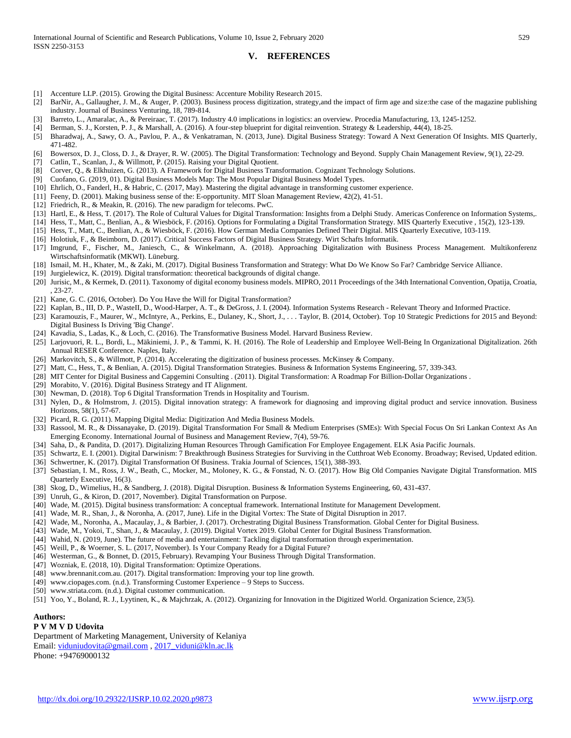## V. REFERENCES

[1] Accenture LLP. (2015). Growing the Digital Business: Accenture Mobility Research 2015.
[2] BarNir, A., Gallaugher, J. M., & Auger, P. (2003). Business process digitization, strategy,and the impact of firm age and size:the case of the magazine publishing industry. Journal of Business Venturing, 18, 789-814.
[3] Barreto, L., Amaralac, A., & Pereiraac, T. (2017). Industry 4.0 implications in logistics: an overview. Procedia Manufacturing, 13, 1245-1252.
[4] Berman, S. J., Korsten, P. J., & Marshall, A. (2016). A four-step blueprint for digital reinvention. Strategy & Leadership, 44(4), 18-25.
[5] Bharadwaj, A., Sawy, O. A., Pavlou, P. A., & Venkatraman, N. (2013, June). Digital Business Strategy: Toward A Next Generation Of Insights. MIS Quarterly, 471-482.
[6] Bowersox, D. J., Closs, D. J., & Drayer, R. W. (2005). The Digital Transformation: Technology and Beyond. Supply Chain Management Review, 9(1), 22-29.
[7] Catlin, T., Scanlan, J., & Willmott, P. (2015). Raising your Digital Quotient.
[8] Corver, Q., & Elkhuizen, G. (2013). A Framework for Digital Business Transformation. Cognizant Technology Solutions.
[9] Cuofano, G. (2019, 01). Digital Business Models Map: The Most Popular Digital Business Model Types.
[10] Ehrlich, O., Fanderl, H., & Habric, C. (2017, May). Mastering the digital advantage in transforming customer experience.
[11] Feeny, D. (2001). Making business sense of the: E-opportunity. MIT Sloan Management Review, 42(2), 41-51.
[12] Friedrich, R., & Meakin, R. (2016). The new paradigm for telecoms. PwC.
[13] Hartl, E., & Hess, T. (2017). The Role of Cultural Values for Digital Transformation: Insights from a Delphi Study. Americas Conference on Information Systems,.
[14] Hess, T., Matt, C., Benlian, A., & Wiesböck, F. (2016). Options for Formulating a Digital Transformation Strategy. MIS Quarterly Executive , 15(2), 123-139.
[15] Hess, T., Matt, C., Benlian, A., & Wiesböck, F. (2016). How German Media Companies Defined Their Digital. MIS Quarterly Executive, 103-119.
[16] Holotiuk, F., & Beimborn, D. (2017). Critical Success Factors of Digital Business Strategy. Wirt Schafts Informatik.
[17] Imgrund, F., Fischer, M., Janiesch, C., & Winkelmann, A. (2018). Approaching Digitalization with Business Process Management. Multikonferenz Wirtschaftsinformatik (MKWI). Lüneburg.
[18] Ismail, M. H., Khater, M., & Zaki, M. (2017). Digital Business Transformation and Strategy: What Do We Know So Far? Cambridge Service Alliance.
[19] Jurgielewicz, K. (2019). Digital transformation: theoretical backgrounds of digital change.
[20] Jurisic, M., & Kermek, D. (2011). Taxonomy of digital economy business models. MIPRO, 2011 Proceedings of the 34th International Convention, Opatija, Croatia, , 23-27.
[21] Kane, G. C. (2016, October). Do You Have the Will for Digital Transformation?
[22] Kaplan, B., III, D. P., WasteII, D., Wood-Harper, A. T., & DeGross, J. I. (2004). Information Systems Research - Relevant Theory and Informed Practice.
[23] Karamouzis, F., Maurer, W., McIntyre, A., Perkins, E., Dulaney, K., Short, J., . . . Taylor, B. (2014, October). Top 10 Strategic Predictions for 2015 and Beyond: Digital Business Is Driving 'Big Change'.
[24] Kavadia, S., Ladas, K., & Loch, C. (2016). The Transformative Business Model. Harvard Business Review.
[25] Larjovuori, R. L., Bordi, L., Mäkiniemi, J. P., & Tammi, K. H. (2016). The Role of Leadership and Employee Well-Being In Organizational Digitalization. 26th Annual RESER Conference. Naples, Italy.
[26] Markovitch, S., & Willmott, P. (2014). Accelerating the digitization of business processes. McKinsey & Company.
[27] Matt, C., Hess, T., & Benlian, A. (2015). Digital Transformation Strategies. Business & Information Systems Engineering, 57, 339-343.
[28] MIT Center for Digital Business and Capgemini Consulting . (2011). Digital Transformation: A Roadmap For Billion-Dollar Organizations .
[29] Morabito, V. (2016). Digital Business Strategy and IT Alignment.
[30] Newman, D. (2018). Top 6 Digital Transformation Trends in Hospitality and Tourism.
[31] Nylen, D., & Holmstrom, J. (2015). Digital innovation strategy: A framework for diagnosing and improving digital product and service innovation. Business Horizons, 58(1), 57-67.
[32] Picard, R. G. (2011). Mapping Digital Media: Digitization And Media Business Models.
[33] Rassool, M. R., & Dissanayake, D. (2019). Digital Transformation For Small & Medium Enterprises (SMEs): With Special Focus On Sri Lankan Context As An Emerging Economy. International Journal of Business and Management Review, 7(4), 59-76.
[34] Saha, D., & Pandita, D. (2017). Digitalizing Human Resources Through Gamification For Employee Engagement. ELK Asia Pacific Journals.
[35] Schwartz, E. I. (2001). Digital Darwinism: 7 Breakthrough Business Strategies for Surviving in the Cutthroat Web Economy. Broadway; Revised, Updated edition.
[36] Schwertner, K. (2017). Digital Transformation Of Business. Trakia Journal of Sciences, 15(1), 388-393.
[37] Sebastian, I. M., Ross, J. W., Beath, C., Mocker, M., Moloney, K. G., & Fonstad, N. O. (2017). How Big Old Companies Navigate Digital Transformation. MIS Quarterly Executive, 16(3).
[38] Skog, D., Wimelius, H., & Sandberg, J. (2018). Digital Disruption. Business & Information Systems Engineering, 60, 431-437.
[39] Unruh, G., & Kiron, D. (2017, November). Digital Transformation on Purpose.
[40] Wade, M. (2015). Digital business transformation: A conceptual framework. International Institute for Management Development.
[41] Wade, M. R., Shan, J., & Noronha, A. (2017, June). Life in the Digital Vortex: The State of Digital Disruption in 2017.
[42] Wade, M., Noronha, A., Macaulay, J., & Barbier, J. (2017). Orchestrating Digital Business Transformation. Global Center for Digital Business.
[43] Wade, M., Yokoi, T., Shan, J., & Macaulay, J. (2019). Digital Vortex 2019. Global Center for Digital Business Transformation.
[44] Wahid, N. (2019, June). The future of media and entertainment: Tackling digital transformation through experimentation.
[45] Weill, P., & Woerner, S. L. (2017, November). Is Your Company Ready for a Digital Future?
[46] Westerman, G., & Bonnet, D. (2015, February). Revamping Your Business Through Digital Transformation.
[47] Wozniak, E. (2018, 10). Digital Transformation: Optimize Operations.
[48] www.brennanit.com.au. (2017). Digital transformation: Improving your top line growth.
[49] www.ciopages.com. (n.d.). Transforming Customer Experience – 9 Steps to Success.
[50] www.striata.com. (n.d.). Digital customer communication.
[51] Yoo, Y., Boland, R. J., Lyytinen, K., & Majchrzak, A. (2012). Organizing for Innovation in the Digitized World. Organization Science, 23(5).

**Authors:**

**P V M V D Udovita**

Department of Marketing Management, University of Kelaniya
Email: viduniudovita@gmail.com , 2017_viduni@kln.ac.lk
Phone: +94769000132